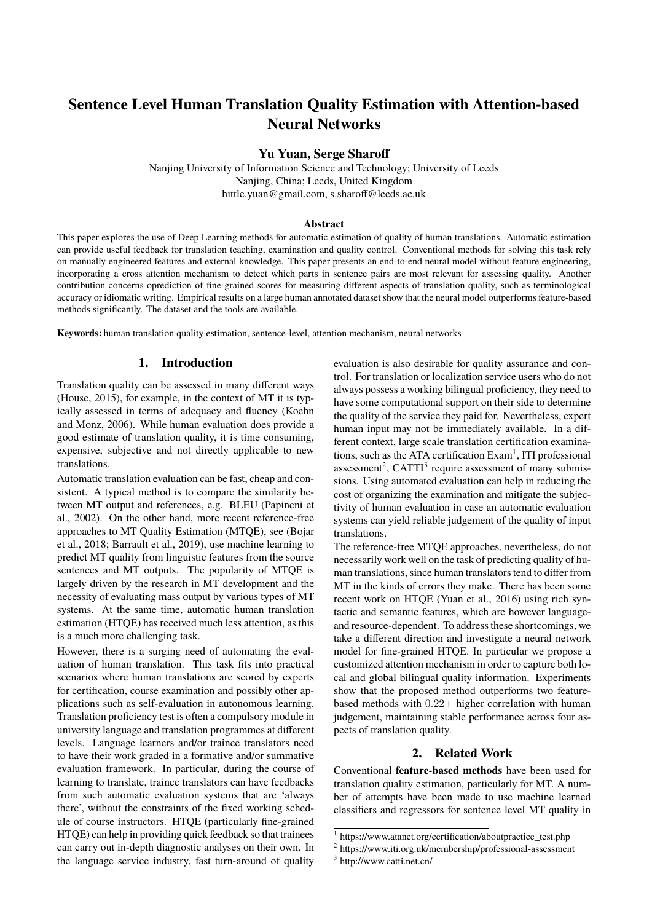# Sentence Level Human Translation Quality Estimation with Attention-based Neural Networks

**Yu Yuan, Serge Sharoff**

Nanjing University of Information Science and Technology; University of Leeds
Nanjing, China; Leeds, United Kingdom
hittle.yuan@gmail.com, s.sharoff@leeds.ac.uk

### Abstract

This paper explores the use of Deep Learning methods for automatic estimation of quality of human translations. Automatic estimation can provide useful feedback for translation teaching, examination and quality control. Conventional methods for solving this task rely on manually engineered features and external knowledge. This paper presents an end-to-end neural model without feature engineering, incorporating a cross attention mechanism to detect which parts in sentence pairs are most relevant for assessing quality. Another contribution concerns oprediction of fine-grained scores for measuring different aspects of translation quality, such as terminological accuracy or idiomatic writing. Empirical results on a large human annotated dataset show that the neural model outperforms feature-based methods significantly. The dataset and the tools are available.

**Keywords:** human translation quality estimation, sentence-level, attention mechanism, neural networks

## 1. Introduction

Translation quality can be assessed in many different ways (House, 2015), for example, in the context of MT it is typically assessed in terms of adequacy and fluency (Koehn and Monz, 2006). While human evaluation does provide a good estimate of translation quality, it is time consuming, expensive, subjective and not directly applicable to new translations.

Automatic translation evaluation can be fast, cheap and consistent. A typical method is to compare the similarity between MT output and references, e.g. BLEU (Papineni et al., 2002). On the other hand, more recent reference-free approaches to MT Quality Estimation (MTQE), see (Bojar et al., 2018; Barrault et al., 2019), use machine learning to predict MT quality from linguistic features from the source sentences and MT outputs. The popularity of MTQE is largely driven by the research in MT development and the necessity of evaluating mass output by various types of MT systems. At the same time, automatic human translation estimation (HTQE) has received much less attention, as this is a much more challenging task.

However, there is a surging need of automating the evaluation of human translation. This task fits into practical scenarios where human translations are scored by experts for certification, course examination and possibly other applications such as self-evaluation in autonomous learning. Translation proficiency test is often a compulsory module in university language and translation programmes at different levels. Language learners and/or trainee translators need to have their work graded in a formative and/or summative evaluation framework. In particular, during the course of learning to translate, trainee translators can have feedbacks from such automatic evaluation systems that are 'always there', without the constraints of the fixed working schedule of course instructors. HTQE (particularly fine-grained HTQE) can help in providing quick feedback so that trainees can carry out in-depth diagnostic analyses on their own. In the language service industry, fast turn-around of quality evaluation is also desirable for quality assurance and control. For translation or localization service users who do not always possess a working bilingual proficiency, they need to have some computational support on their side to determine the quality of the service they paid for. Nevertheless, expert human input may not be immediately available. In a different context, large scale translation certification examinations, such as the ATA certification Exam[1], ITI professional assessment[2], CATTI[3] require assessment of many submissions. Using automated evaluation can help in reducing the cost of organizing the examination and mitigate the subjectivity of human evaluation in case an automatic evaluation systems can yield reliable judgement of the quality of input translations.

The reference-free MTQE approaches, nevertheless, do not necessarily work well on the task of predicting quality of human translations, since human translators tend to differ from MT in the kinds of errors they make. There has been some recent work on HTQE (Yuan et al., 2016) using rich syntactic and semantic features, which are however language- and resource-dependent. To address these shortcomings, we take a different direction and investigate a neural network model for fine-grained HTQE. In particular we propose a customized attention mechanism in order to capture both local and global bilingual quality information. Experiments show that the proposed method outperforms two feature-based methods with $0.22+$ higher correlation with human judgement, maintaining stable performance across four aspects of translation quality.

## 2. Related Work

Conventional **feature-based methods** have been used for translation quality estimation, particularly for MT. A number of attempts have been made to use machine learned classifiers and regressors for sentence level MT quality in

[1] https://www.atanet.org/certification/aboutpractice_test.php
[2] https://www.iti.org.uk/membership/professional-assessment
[3] http://www.catti.net.cn/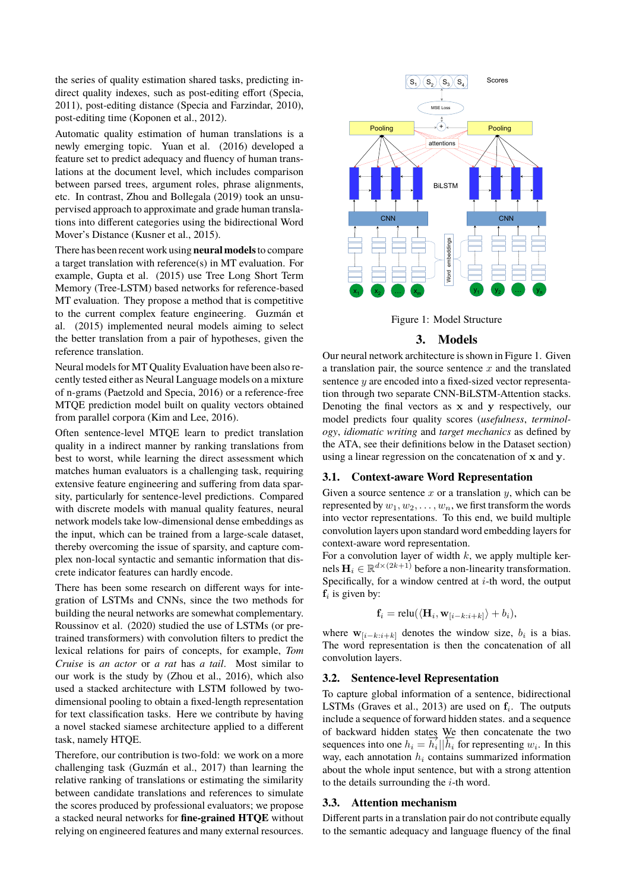the series of quality estimation shared tasks, predicting indirect quality indexes, such as post-editing effort (Specia, 2011), post-editing distance (Specia and Farzindar, 2010), post-editing time (Koponen et al., 2012).

Automatic quality estimation of human translations is a newly emerging topic. Yuan et al. (2016) developed a feature set to predict adequacy and fluency of human translations at the document level, which includes comparison between parsed trees, argument roles, phrase alignments, etc. In contrast, Zhou and Bollegala (2019) took an unsupervised approach to approximate and grade human translations into different categories using the bidirectional Word Mover's Distance (Kusner et al., 2015).

There has been recent work using **neural models** to compare a target translation with reference(s) in MT evaluation. For example, Gupta et al. (2015) use Tree Long Short Term Memory (Tree-LSTM) based networks for reference-based MT evaluation. They propose a method that is competitive to the current complex feature engineering. Guzmán et al. (2015) implemented neural models aiming to select the better translation from a pair of hypotheses, given the reference translation.

Neural models for MT Quality Evaluation have been also recently tested either as Neural Language models on a mixture of n-grams (Paetzold and Specia, 2016) or a reference-free MTQE prediction model built on quality vectors obtained from parallel corpora (Kim and Lee, 2016).

Often sentence-level MTQE learn to predict translation quality in a indirect manner by ranking translations from best to worst, while learning the direct assessment which matches human evaluators is a challenging task, requiring extensive feature engineering and suffering from data sparsity, particularly for sentence-level predictions. Compared with discrete models with manual quality features, neural network models take low-dimensional dense embeddings as the input, which can be trained from a large-scale dataset, thereby overcoming the issue of sparsity, and capture complex non-local syntactic and semantic information that discrete indicator features can hardly encode.

There has been some research on different ways for integration of LSTMs and CNNs, since the two methods for building the neural networks are somewhat complementary. Roussinov et al. (2020) studied the use of LSTMs (or pre-trained transformers) with convolution filters to predict the lexical relations for pairs of concepts, for example, *Tom Cruise* is *an actor* or *a rat* has *a tail*. Most similar to our work is the study by (Zhou et al., 2016), which also used a stacked architecture with LSTM followed by two-dimensional pooling to obtain a fixed-length representation for text classification tasks. Here we contribute by having a novel stacked siamese architecture applied to a different task, namely HTQE.

Therefore, our contribution is two-fold: we work on a more challenging task (Guzmán et al., 2017) than learning the relative ranking of translations or estimating the similarity between candidate translations and references to simulate the scores produced by professional evaluators; we propose a stacked neural networks for **fine-grained HTQE** without relying on engineered features and many external resources.

Figure 1: Model Structure

## 3. Models

Our neural network architecture is shown in Figure 1. Given a translation pair, the source sentence $x$ and the translated sentence $y$ are encoded into a fixed-sized vector representation through two separate CNN-BiLSTM-Attention stacks. Denoting the final vectors as $\mathbf{x}$ and $\mathbf{y}$ respectively, our model predicts four quality scores (*usefulness*, *terminology*, *idiomatic writing* and *target mechanics* as defined by the ATA, see their definitions below in the Dataset section) using a linear regression on the concatenation of $\mathbf{x}$ and $\mathbf{y}$.

### 3.1. Context-aware Word Representation

Given a source sentence $x$ or a translation $y$, which can be represented by $w_1, w_2, \ldots, w_n$, we first transform the words into vector representations. To this end, we build multiple convolution layers upon standard word embedding layers for context-aware word representation.

For a convolution layer of width $k$, we apply multiple kernels $\mathbf{H}_i \in \mathbb{R}^{d \times (2k+1)}$ before a non-linearity transformation. Specifically, for a window centred at $i$-th word, the output $\mathbf{f}_i$ is given by:

$$\mathbf{f}_i = \text{relu}(\langle \mathbf{H}_i, \mathbf{w}_{[i-k:i+k]} \rangle + b_i),$$

where $\mathbf{w}_{[i-k:i+k]}$ denotes the window size, $b_i$ is a bias. The word representation is then the concatenation of all convolution layers.

### 3.2. Sentence-level Representation

To capture global information of a sentence, bidirectional LSTMs (Graves et al., 2013) are used on $\mathbf{f}_i$. The outputs include a sequence of forward hidden states. and a sequence of backward hidden states We then concatenate the two sequences into one $h_i = \overrightarrow{h_i} || \overleftarrow{h_i}$ for representing $w_i$. In this way, each annotation $h_i$ contains summarized information about the whole input sentence, but with a strong attention to the details surrounding the $i$-th word.

### 3.3. Attention mechanism

Different parts in a translation pair do not contribute equally to the semantic adequacy and language fluency of the final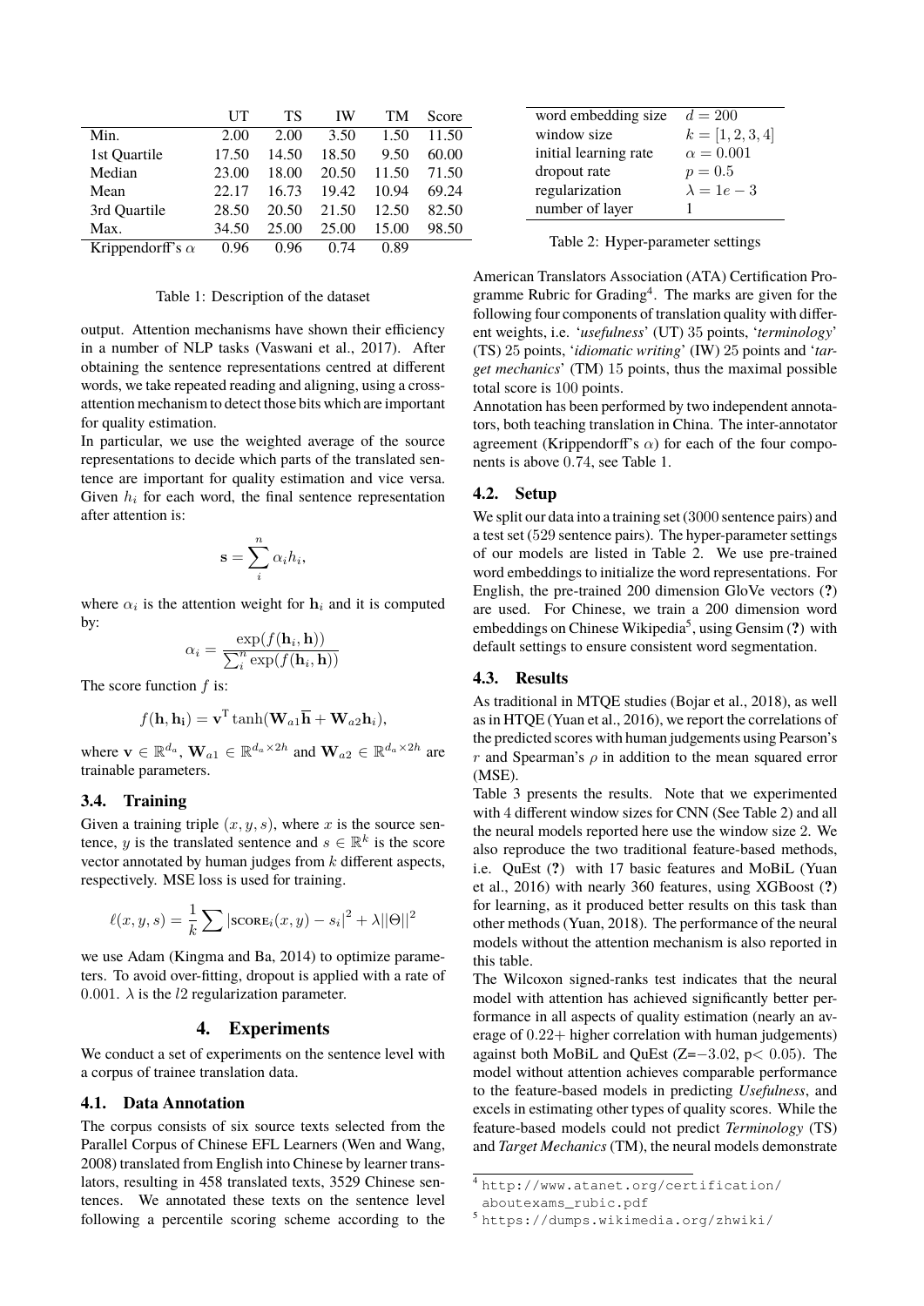|  | UT | TS | IW | TM | Score |
|---|---|---|---|---|---|
| Min. | 2.00 | 2.00 | 3.50 | 1.50 | 11.50 |
| 1st Quartile | 17.50 | 14.50 | 18.50 | 9.50 | 60.00 |
| Median | 23.00 | 18.00 | 20.50 | 11.50 | 71.50 |
| Mean | 22.17 | 16.73 | 19.42 | 10.94 | 69.24 |
| 3rd Quartile | 28.50 | 20.50 | 21.50 | 12.50 | 82.50 |
| Max. | 34.50 | 25.00 | 25.00 | 15.00 | 98.50 |
| Krippendorff's $\alpha$ | 0.96 | 0.96 | 0.74 | 0.89 |  |

Table 1: Description of the dataset

output. Attention mechanisms have shown their efficiency in a number of NLP tasks (Vaswani et al., 2017). After obtaining the sentence representations centred at different words, we take repeated reading and aligning, using a cross-attention mechanism to detect those bits which are important for quality estimation.

In particular, we use the weighted average of the source representations to decide which parts of the translated sentence are important for quality estimation and vice versa. Given $h_i$ for each word, the final sentence representation after attention is:

$$\mathbf{s} = \sum_{i}^{n} \alpha_i h_i,$$

where $\alpha_i$ is the attention weight for $\mathbf{h}_i$ and it is computed by:

$$\alpha_i = \frac{\exp(f(\mathbf{h}_i, \mathbf{h}))}{\sum_i^n \exp(f(\mathbf{h}_i, \mathbf{h}))}$$

The score function $f$ is:

$$f(\mathbf{h}, \mathbf{h_i}) = \mathbf{v}^{\mathrm{T}} \tanh(\mathbf{W}_{a1}\overline{\mathbf{h}} + \mathbf{W}_{a2}\mathbf{h}_i),$$

where $\mathbf{v} \in \mathbb{R}^{d_a}$, $\mathbf{W}_{a1} \in \mathbb{R}^{d_a \times 2h}$ and $\mathbf{W}_{a2} \in \mathbb{R}^{d_a \times 2h}$ are trainable parameters.

### 3.4. Training

Given a training triple $(x, y, s)$, where $x$ is the source sentence, $y$ is the translated sentence and $s \in \mathbb{R}^k$ is the score vector annotated by human judges from $k$ different aspects, respectively. MSE loss is used for training.

$$\ell(x, y, s) = \frac{1}{k} \sum |\textsc{score}_i(x, y) - s_i|^2 + \lambda ||\Theta||^2$$

we use Adam (Kingma and Ba, 2014) to optimize parameters. To avoid over-fitting, dropout is applied with a rate of 0.001. $\lambda$ is the $l2$ regularization parameter.

## 4. Experiments

We conduct a set of experiments on the sentence level with a corpus of trainee translation data.

### 4.1. Data Annotation

The corpus consists of six source texts selected from the Parallel Corpus of Chinese EFL Learners (Wen and Wang, 2008) translated from English into Chinese by learner translators, resulting in 458 translated texts, 3529 Chinese sentences. We annotated these texts on the sentence level following a percentile scoring scheme according to the American Translators Association (ATA) Certification Programme Rubric for Grading[4]. The marks are given for the following four components of translation quality with different weights, i.e. '*usefulness*' (UT) 35 points, '*terminology*' (TS) 25 points, '*idiomatic writing*' (IW) 25 points and '*target mechanics*' (TM) 15 points, thus the maximal possible total score is 100 points.

Annotation has been performed by two independent annotators, both teaching translation in China. The inter-annotator agreement (Krippendorff's $\alpha$) for each of the four components is above 0.74, see Table 1.

| word embedding size | $d = 200$ |
|---|---|
| window size | $k = [1, 2, 3, 4]$ |
| initial learning rate | $\alpha = 0.001$ |
| dropout rate | $p = 0.5$ |
| regularization | $\lambda = 1e-3$ |
| number of layer | 1 |

Table 2: Hyper-parameter settings

### 4.2. Setup

We split our data into a training set (3000 sentence pairs) and a test set (529 sentence pairs). The hyper-parameter settings of our models are listed in Table 2. We use pre-trained word embeddings to initialize the word representations. For English, the pre-trained 200 dimension GloVe vectors (?) are used. For Chinese, we train a 200 dimension word embeddings on Chinese Wikipedia[5], using Gensim (?) with default settings to ensure consistent word segmentation.

### 4.3. Results

As traditional in MTQE studies (Bojar et al., 2018), as well as in HTQE (Yuan et al., 2016), we report the correlations of the predicted scores with human judgements using Pearson's $r$ and Spearman's $\rho$ in addition to the mean squared error (MSE).

Table 3 presents the results. Note that we experimented with 4 different window sizes for CNN (See Table 2) and all the neural models reported here use the window size 2. We also reproduce the two traditional feature-based methods, i.e. QuEst (?) with 17 basic features and MoBiL (Yuan et al., 2016) with nearly 360 features, using XGBoost (?) for learning, as it produced better results on this task than other methods (Yuan, 2018). The performance of the neural models without the attention mechanism is also reported in this table.

The Wilcoxon signed-ranks test indicates that the neural model with attention has achieved significantly better performance in all aspects of quality estimation (nearly an average of 0.22+ higher correlation with human judgements) against both MoBiL and QuEst ($Z=-3.02$, $p < 0.05$). The model without attention achieves comparable performance to the feature-based models in predicting *Usefulness*, and excels in estimating other types of quality scores. While the feature-based models could not predict *Terminology* (TS) and *Target Mechanics* (TM), the neural models demonstrate

[4] http://www.atanet.org/certification/aboutexams_rubic.pdf

[5] https://dumps.wikimedia.org/zhwiki/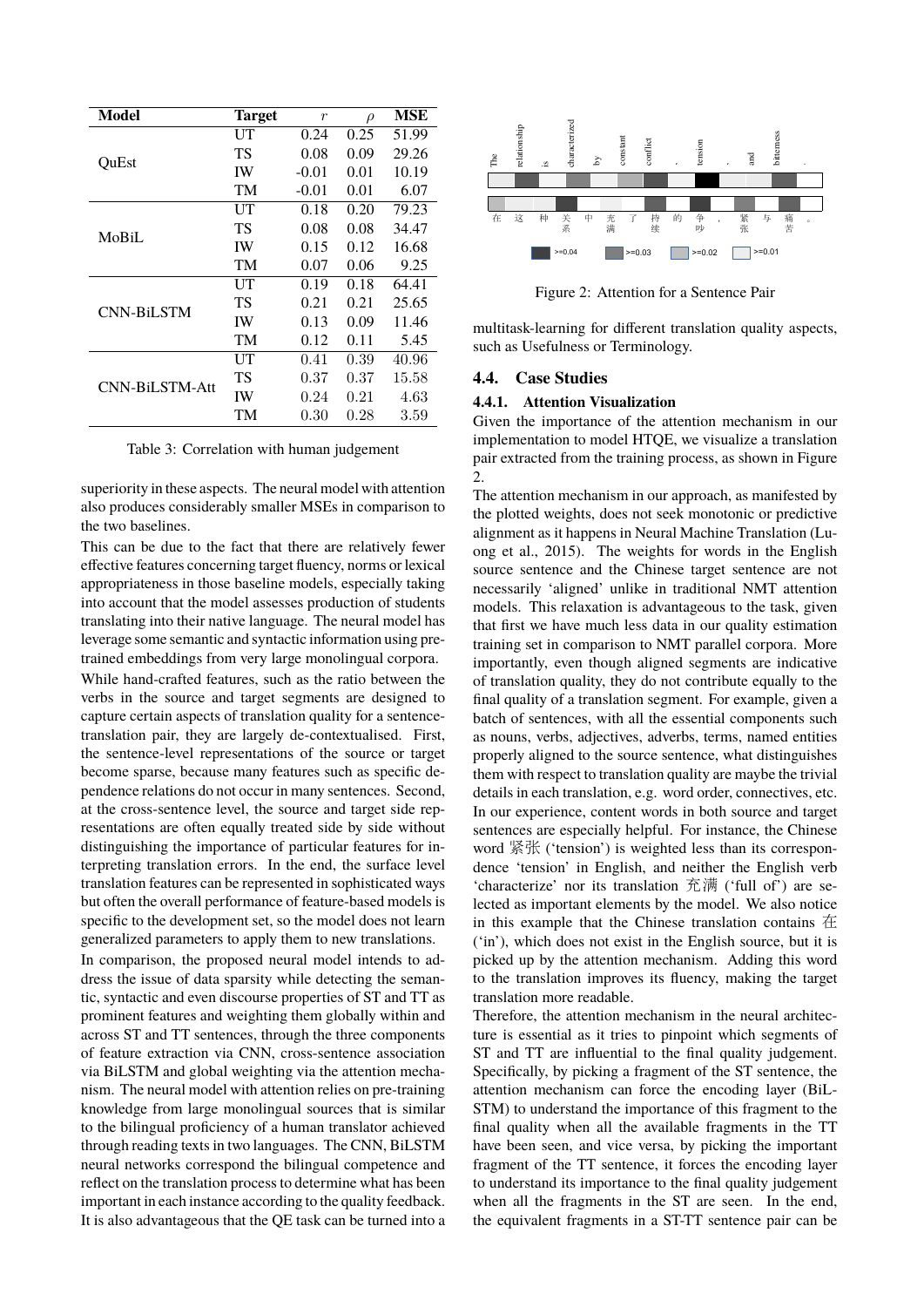| Model | Target | $r$ | $\rho$ | MSE |
|---|---|---|---|---|
| QuEst | UT | 0.24 | 0.25 | 51.99 |
| | TS | 0.08 | 0.09 | 29.26 |
| | IW | -0.01 | 0.01 | 10.19 |
| | TM | -0.01 | 0.01 | 6.07 |
| MoBiL | UT | 0.18 | 0.20 | 79.23 |
| | TS | 0.08 | 0.08 | 34.47 |
| | IW | 0.15 | 0.12 | 16.68 |
| | TM | 0.07 | 0.06 | 9.25 |
| CNN-BiLSTM | UT | 0.19 | 0.18 | 64.41 |
| | TS | 0.21 | 0.21 | 25.65 |
| | IW | 0.13 | 0.09 | 11.46 |
| | TM | 0.12 | 0.11 | 5.45 |
| CNN-BiLSTM-Att | UT | 0.41 | 0.39 | 40.96 |
| | TS | 0.37 | 0.37 | 15.58 |
| | IW | 0.24 | 0.21 | 4.63 |
| | TM | 0.30 | 0.28 | 3.59 |

Table 3: Correlation with human judgement

superiority in these aspects. The neural model with attention also produces considerably smaller MSEs in comparison to the two baselines.

This can be due to the fact that there are relatively fewer effective features concerning target fluency, norms or lexical appropriateness in those baseline models, especially taking into account that the model assesses production of students translating into their native language. The neural model has leverage some semantic and syntactic information using pre-trained embeddings from very large monolingual corpora.

While hand-crafted features, such as the ratio between the verbs in the source and target segments are designed to capture certain aspects of translation quality for a sentence-translation pair, they are largely de-contextualised. First, the sentence-level representations of the source or target become sparse, because many features such as specific dependence relations do not occur in many sentences. Second, at the cross-sentence level, the source and target side representations are often equally treated side by side without distinguishing the importance of particular features for interpreting translation errors. In the end, the surface level translation features can be represented in sophisticated ways but often the overall performance of feature-based models is specific to the development set, so the model does not learn generalized parameters to apply them to new translations.

In comparison, the proposed neural model intends to address the issue of data sparsity while detecting the semantic, syntactic and even discourse properties of ST and TT as prominent features and weighting them globally within and across ST and TT sentences, through the three components of feature extraction via CNN, cross-sentence association via BiLSTM and global weighting via the attention mechanism. The neural model with attention relies on pre-training knowledge from large monolingual sources that is similar to the bilingual proficiency of a human translator achieved through reading texts in two languages. The CNN, BiLSTM neural networks correspond the bilingual competence and reflect on the translation process to determine what has been important in each instance according to the quality feedback. It is also advantageous that the QE task can be turned into a multitask-learning for different translation quality aspects, such as Usefulness or Terminology.

Figure 2: Attention for a Sentence Pair

### 4.4. Case Studies

#### 4.4.1. Attention Visualization

Given the importance of the attention mechanism in our implementation to model HTQE, we visualize a translation pair extracted from the training process, as shown in Figure 2.

The attention mechanism in our approach, as manifested by the plotted weights, does not seek monotonic or predictive alignment as it happens in Neural Machine Translation (Luong et al., 2015). The weights for words in the English source sentence and the Chinese target sentence are not necessarily 'aligned' unlike in traditional NMT attention models. This relaxation is advantageous to the task, given that first we have much less data in our quality estimation training set in comparison to NMT parallel corpora. More importantly, even though aligned segments are indicative of translation quality, they do not contribute equally to the final quality of a translation segment. For example, given a batch of sentences, with all the essential components such as nouns, verbs, adjectives, adverbs, terms, named entities properly aligned to the source sentence, what distinguishes them with respect to translation quality are maybe the trivial details in each translation, e.g. word order, connectives, etc. In our experience, content words in both source and target sentences are especially helpful. For instance, the Chinese word 紧张 ('tension') is weighted less than its correspondence 'tension' in English, and neither the English verb 'characterize' nor its translation 充满 ('full of') are selected as important elements by the model. We also notice in this example that the Chinese translation contains 在 ('in'), which does not exist in the English source, but it is picked up by the attention mechanism. Adding this word to the translation improves its fluency, making the target translation more readable.

Therefore, the attention mechanism in the neural architecture is essential as it tries to pinpoint which segments of ST and TT are influential to the final quality judgement. Specifically, by picking a fragment of the ST sentence, the attention mechanism can force the encoding layer (BiLSTM) to understand the importance of this fragment to the final quality when all the available fragments in the TT have been seen, and vice versa, by picking the important fragment of the TT sentence, it forces the encoding layer to understand its importance to the final quality judgement when all the fragments in the ST are seen. In the end, the equivalent fragments in a ST-TT sentence pair can be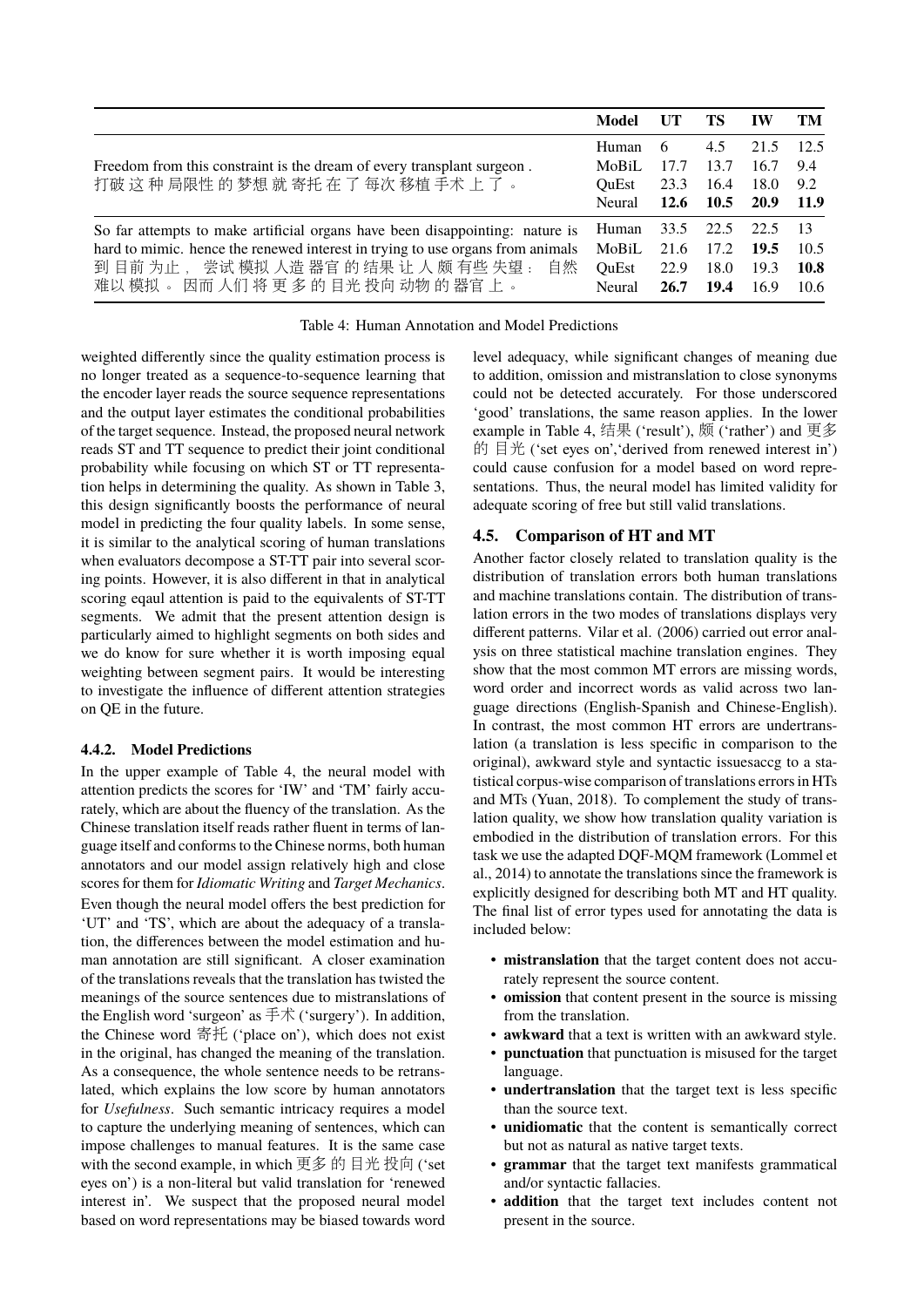| | Model | UT | TS | IW | TM |
|---|---|---|---|---|---|
| Freedom from this constraint is the dream of every transplant surgeon . 打破 这 种 局限性 的 梦想 就 寄托 在 了 每次 移植 手术 上 了 。 | Human | 6 | 4.5 | 21.5 | 12.5 |
| | MoBiL | 17.7 | 13.7 | 16.7 | 9.4 |
| | QuEst | 23.3 | 16.4 | 18.0 | 9.2 |
| | Neural | **12.6** | **10.5** | **20.9** | **11.9** |
| So far attempts to make artificial organs have been disappointing: nature is hard to mimic. hence the renewed interest in trying to use organs from animals 到 目前 为止 ， 尝试 模拟 人造 器官 的 结果 让 人 颇 有些 失望 ： 自然 难以 模拟 。 因而 人们 将 更 多 的 目光 投向 动物 的 器官 上 。 | Human | 33.5 | 22.5 | 22.5 | 13 |
| | MoBiL | 21.6 | 17.2 | **19.5** | 10.5 |
| | QuEst | 22.9 | 18.0 | 19.3 | **10.8** |
| | Neural | **26.7** | **19.4** | 16.9 | 10.6 |

Table 4: Human Annotation and Model Predictions

weighted differently since the quality estimation process is no longer treated as a sequence-to-sequence learning that the encoder layer reads the source sequence representations and the output layer estimates the conditional probabilities of the target sequence. Instead, the proposed neural network reads ST and TT sequence to predict their joint conditional probability while focusing on which ST or TT representation helps in determining the quality. As shown in Table 3, this design significantly boosts the performance of neural model in predicting the four quality labels. In some sense, it is similar to the analytical scoring of human translations when evaluators decompose a ST-TT pair into several scoring points. However, it is also different in that in analytical scoring eqaul attention is paid to the equivalents of ST-TT segments. We admit that the present attention design is particularly aimed to highlight segments on both sides and we do know for sure whether it is worth imposing equal weighting between segment pairs. It would be interesting to investigate the influence of different attention strategies on QE in the future.

#### 4.4.2. Model Predictions

In the upper example of Table 4, the neural model with attention predicts the scores for 'IW' and 'TM' fairly accurately, which are about the fluency of the translation. As the Chinese translation itself reads rather fluent in terms of language itself and conforms to the Chinese norms, both human annotators and our model assign relatively high and close scores for them for *Idiomatic Writing* and *Target Mechanics*. Even though the neural model offers the best prediction for 'UT' and 'TS', which are about the adequacy of a translation, the differences between the model estimation and human annotation are still significant. A closer examination of the translations reveals that the translation has twisted the meanings of the source sentences due to mistranslations of the English word 'surgeon' as 手术 ('surgery'). In addition, the Chinese word 寄托 ('place on'), which does not exist in the original, has changed the meaning of the translation. As a consequence, the whole sentence needs to be retranslated, which explains the low score by human annotators for *Usefulness*. Such semantic intricacy requires a model to capture the underlying meaning of sentences, which can impose challenges to manual features. It is the same case with the second example, in which 更多 的 目光 投向 ('set eyes on') is a non-literal but valid translation for 'renewed interest in'. We suspect that the proposed neural model based on word representations may be biased towards word level adequacy, while significant changes of meaning due to addition, omission and mistranslation to close synonyms could not be detected accurately. For those underscored 'good' translations, the same reason applies. In the lower example in Table 4, 结果 ('result'), 颇 ('rather') and 更多 的 目光 ('set eyes on','derived from renewed interest in') could cause confusion for a model based on word representations. Thus, the neural model has limited validity for adequate scoring of free but still valid translations.

### 4.5. Comparison of HT and MT

Another factor closely related to translation quality is the distribution of translation errors both human translations and machine translations contain. The distribution of translation errors in the two modes of translations displays very different patterns. Vilar et al. (2006) carried out error analysis on three statistical machine translation engines. They show that the most common MT errors are missing words, word order and incorrect words as valid across two language directions (English-Spanish and Chinese-English). In contrast, the most common HT errors are undertranslation (a translation is less specific in comparison to the original), awkward style and syntactic issuesaccg to a statistical corpus-wise comparison of translations errors in HTs and MTs (Yuan, 2018). To complement the study of translation quality, we show how translation quality variation is embodied in the distribution of translation errors. For this task we use the adapted DQF-MQM framework (Lommel et al., 2014) to annotate the translations since the framework is explicitly designed for describing both MT and HT quality. The final list of error types used for annotating the data is included below:

- **mistranslation** that the target content does not accurately represent the source content.
- **omission** that content present in the source is missing from the translation.
- **awkward** that a text is written with an awkward style.
- **punctuation** that punctuation is misused for the target language.
- **undertranslation** that the target text is less specific than the source text.
- **unidiomatic** that the content is semantically correct but not as natural as native target texts.
- **grammar** that the target text manifests grammatical and/or syntactic fallacies.
- **addition** that the target text includes content not present in the source.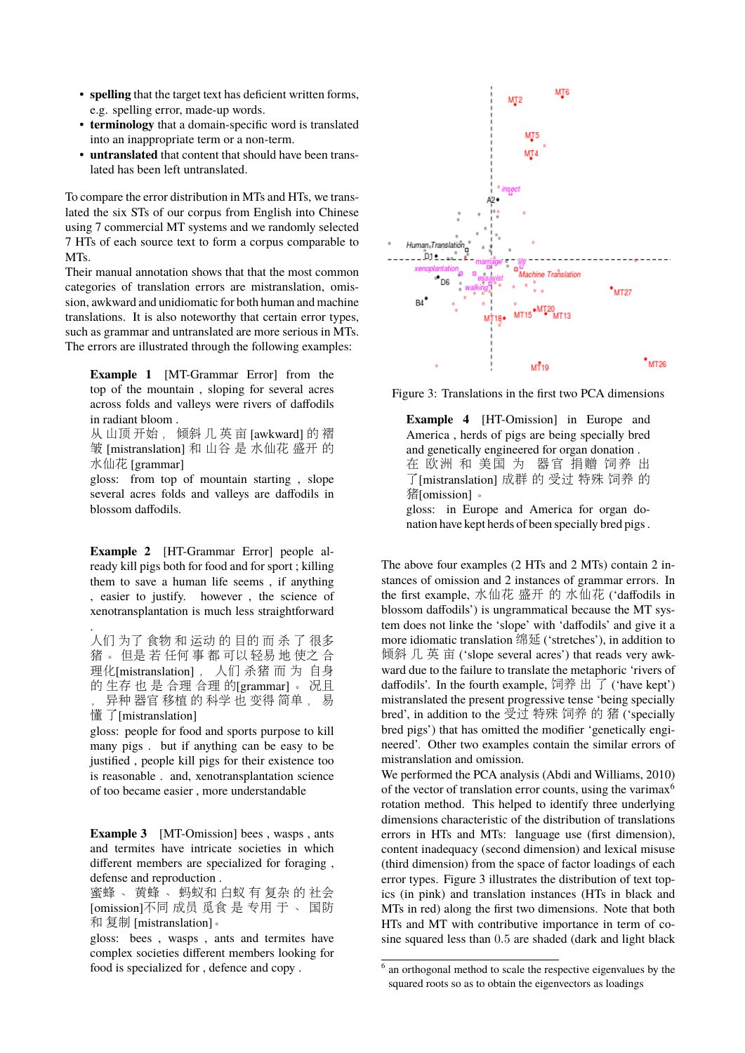- **spelling** that the target text has deficient written forms, e.g. spelling error, made-up words.
- **terminology** that a domain-specific word is translated into an inappropriate term or a non-term.
- **untranslated** that content that should have been translated has been left untranslated.

To compare the error distribution in MTs and HTs, we translated the six STs of our corpus from English into Chinese using 7 commercial MT systems and we randomly selected 7 HTs of each source text to form a corpus comparable to MTs.
Their manual annotation shows that that the most common categories of translation errors are mistranslation, omission, awkward and unidiomatic for both human and machine translations. It is also noteworthy that certain error types, such as grammar and untranslated are more serious in MTs. The errors are illustrated through the following examples:

> **Example 1** [MT-Grammar Error] from the top of the mountain , sloping for several acres across folds and valleys were rivers of daffodils in radiant bloom .
> 从 山顶 开始 ， 倾斜 几 英 亩 [awkward] 的 褶 皱 [mistranslation] 和 山谷 是 水仙花 盛开 的 水仙花 [grammar]
> gloss: from top of mountain starting , slope several acres folds and valleys are daffodils in blossom daffodils.

> **Example 2** [HT-Grammar Error] people already kill pigs both for food and for sport ; killing them to save a human life seems , if anything , easier to justify. however , the science of xenotransplantation is much less straightforward .
> 人们 为了 食物 和 运动 的 目的 而 杀 了 很多 猪 。 但是 若 任何 事 都 可以 轻易 地 使之 合 理化[mistranslation] ， 人们 杀猪 而 为 自身 的 生存 也 是 合理 合理 的[grammar] 。 况且 ， 异种 器官 移植 的 科学 也 变得 简单 ， 易 懂 了[mistranslation]
> gloss: people for food and sports purpose to kill many pigs . but if anything can be easy to be justified , people kill pigs for their existence too is reasonable . and, xenotransplantation science of too became easier , more understandable

> **Example 3** [MT-Omission] bees , wasps , ants and termites have intricate societies in which different members are specialized for foraging , defense and reproduction .
> 蜜蜂 、 黄蜂 、 蚂蚁和 白蚁 有 复杂 的 社会 [omission]不同 成员 觅食 是 专用 于 、 国防 和 复制 [mistranslation]。
> gloss: bees , wasps , ants and termites have complex societies different members looking for food is specialized for , defence and copy .

Figure 3: Translations in the first two PCA dimensions

> **Example 4** [HT-Omission] in Europe and America , herds of pigs are being specially bred and genetically engineered for organ donation .
> 在 欧洲 和 美国 为 器官 捐赠 饲养 出 了[mistranslation] 成群 的 受过 特殊 饲养 的 猪[omission] 。
> gloss: in Europe and America for organ donation have kept herds of been specially bred pigs .

The above four examples (2 HTs and 2 MTs) contain 2 instances of omission and 2 instances of grammar errors. In the first example, 水仙花 盛开 的 (‘daffodils in blossom daffodils’) is ungrammatical because the MT system does not linke the ‘slope’ with ‘daffodils’ and give it a more idiomatic translation 绵延 (‘stretches’), in addition to 倾斜 几 英 亩 (‘slope several acres’) that reads very awkward due to the failure to translate the metaphoric ‘rivers of daffodils’. In the fourth example, 饲养 出 了 (‘have kept’) mistranslated the present progressive tense ‘being specially bred’, in addition to the 受过 特殊 饲养 的 猪 (‘specially bred pigs’) that has omitted the modifier ‘genetically engineered’. Other two examples contain the similar errors of mistranslation and omission.
We performed the PCA analysis (Abdi and Williams, 2010) of the vector of translation error counts, using the varimax[6] rotation method. This helped to identify three underlying dimensions characteristic of the distribution of translations errors in HTs and MTs: language use (first dimension), content inadequacy (second dimension) and lexical misuse (third dimension) from the space of factor loadings of each error types. Figure 3 illustrates the distribution of text topics (in pink) and translation instances (HTs in black and MTs in red) along the first two dimensions. Note that both HTs and MT with contributive importance in term of cosine squared less than 0.5 are shaded (dark and light black

[6] an orthogonal method to scale the respective eigenvalues by the squared roots so as to obtain the eigenvectors as loadings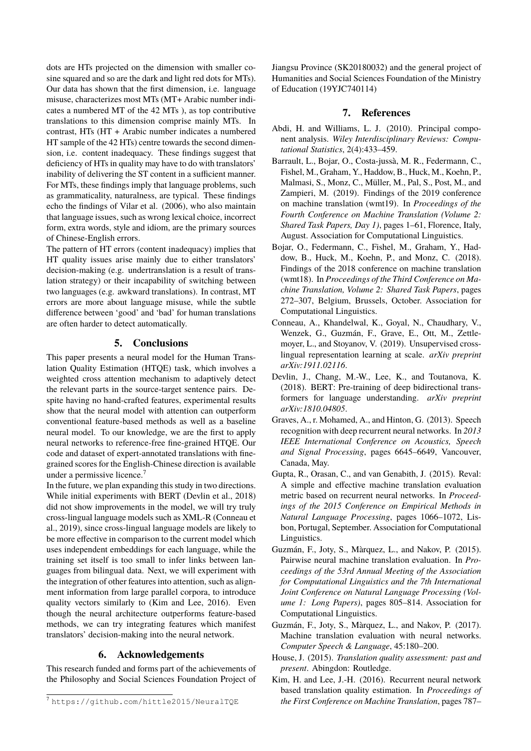dots are HTs projected on the dimension with smaller cosine squared and so are the dark and light red dots for MTs). Our data has shown that the first dimension, i.e. language misuse, characterizes most MTs (MT+ Arabic number indicates a numbered MT of the 42 MTs ), as top contributive translations to this dimension comprise mainly MTs. In contrast, HTs (HT + Arabic number indicates a numbered HT sample of the 42 HTs) centre towards the second dimension, i.e. content inadequacy. These findings suggest that deficiency of HTs in quality may have to do with translators' inability of delivering the ST content in a sufficient manner. For MTs, these findings imply that language problems, such as grammaticality, naturalness, are typical. These findings echo the findings of Vilar et al. (2006), who also maintain that language issues, such as wrong lexical choice, incorrect form, extra words, style and idiom, are the primary sources of Chinese-English errors.

The pattern of HT errors (content inadequacy) implies that HT quality issues arise mainly due to either translators' decision-making (e.g. undertranslation is a result of translation strategy) or their incapability of switching between two languages (e.g. awkward translations). In contrast, MT errors are more about language misuse, while the subtle difference between 'good' and 'bad' for human translations are often harder to detect automatically.

## 5. Conclusions

This paper presents a neural model for the Human Translation Quality Estimation (HTQE) task, which involves a weighted cross attention mechanism to adaptively detect the relevant parts in the source-target sentence pairs. Despite having no hand-crafted features, experimental results show that the neural model with attention can outperform conventional feature-based methods as well as a baseline neural model. To our knowledge, we are the first to apply neural networks to reference-free fine-grained HTQE. Our code and dataset of expert-annotated translations with fine-grained scores for the English-Chinese direction is available under a permissive licence.[7]

In the future, we plan expanding this study in two directions. While initial experiments with BERT (Devlin et al., 2018) did not show improvements in the model, we will try truly cross-lingual language models such as XML-R (Conneau et al., 2019), since cross-lingual language models are likely to be more effective in comparison to the current model which uses independent embeddings for each language, while the training set itself is too small to infer links between languages from bilingual data. Next, we will experiment with the integration of other features into attention, such as alignment information from large parallel corpora, to introduce quality vectors similarly to (Kim and Lee, 2016). Even though the neural architecture outperforms feature-based methods, we can try integrating features which manifest translators' decision-making into the neural network.

## 6. Acknowledgements

This research funded and forms part of the achievements of the Philosophy and Social Sciences Foundation Project of Jiangsu Province (SK20180032) and the general project of Humanities and Social Sciences Foundation of the Ministry of Education (19YJC740114)

[7] https://github.com/hittle2015/NeuralTQE

## 7. References

Abdi, H. and Williams, L. J. (2010). Principal component analysis. *Wiley Interdisciplinary Reviews: Computational Statistics*, 2(4):433–459.

Barrault, L., Bojar, O., Costa-jussà, M. R., Federmann, C., Fishel, M., Graham, Y., Haddow, B., Huck, M., Koehn, P., Malmasi, S., Monz, C., Müller, M., Pal, S., Post, M., and Zampieri, M. (2019). Findings of the 2019 conference on machine translation (wmt19). In *Proceedings of the Fourth Conference on Machine Translation (Volume 2: Shared Task Papers, Day 1)*, pages 1–61, Florence, Italy, August. Association for Computational Linguistics.

Bojar, O., Federmann, C., Fishel, M., Graham, Y., Haddow, B., Huck, M., Koehn, P., and Monz, C. (2018). Findings of the 2018 conference on machine translation (wmt18). In *Proceedings of the Third Conference on Machine Translation, Volume 2: Shared Task Papers*, pages 272–307, Belgium, Brussels, October. Association for Computational Linguistics.

Conneau, A., Khandelwal, K., Goyal, N., Chaudhary, V., Wenzek, G., Guzmán, F., Grave, E., Ott, M., Zettlemoyer, L., and Stoyanov, V. (2019). Unsupervised cross-lingual representation learning at scale. *arXiv preprint arXiv:1911.02116*.

Devlin, J., Chang, M.-W., Lee, K., and Toutanova, K. (2018). BERT: Pre-training of deep bidirectional transformers for language understanding. *arXiv preprint arXiv:1810.04805*.

Graves, A., r. Mohamed, A., and Hinton, G. (2013). Speech recognition with deep recurrent neural networks. In *2013 IEEE International Conference on Acoustics, Speech and Signal Processing*, pages 6645–6649, Vancouver, Canada, May.

Gupta, R., Orasan, C., and van Genabith, J. (2015). Reval: A simple and effective machine translation evaluation metric based on recurrent neural networks. In *Proceedings of the 2015 Conference on Empirical Methods in Natural Language Processing*, pages 1066–1072, Lisbon, Portugal, September. Association for Computational Linguistics.

Guzmán, F., Joty, S., Màrquez, L., and Nakov, P. (2015). Pairwise neural machine translation evaluation. In *Proceedings of the 53rd Annual Meeting of the Association for Computational Linguistics and the 7th International Joint Conference on Natural Language Processing (Volume 1: Long Papers)*, pages 805–814. Association for Computational Linguistics.

Guzmán, F., Joty, S., Màrquez, L., and Nakov, P. (2017). Machine translation evaluation with neural networks. *Computer Speech & Language*, 45:180–200.

House, J. (2015). *Translation quality assessment: past and present*. Abingdon: Routledge.

Kim, H. and Lee, J.-H. (2016). Recurrent neural network based translation quality estimation. In *Proceedings of the First Conference on Machine Translation*, pages 787–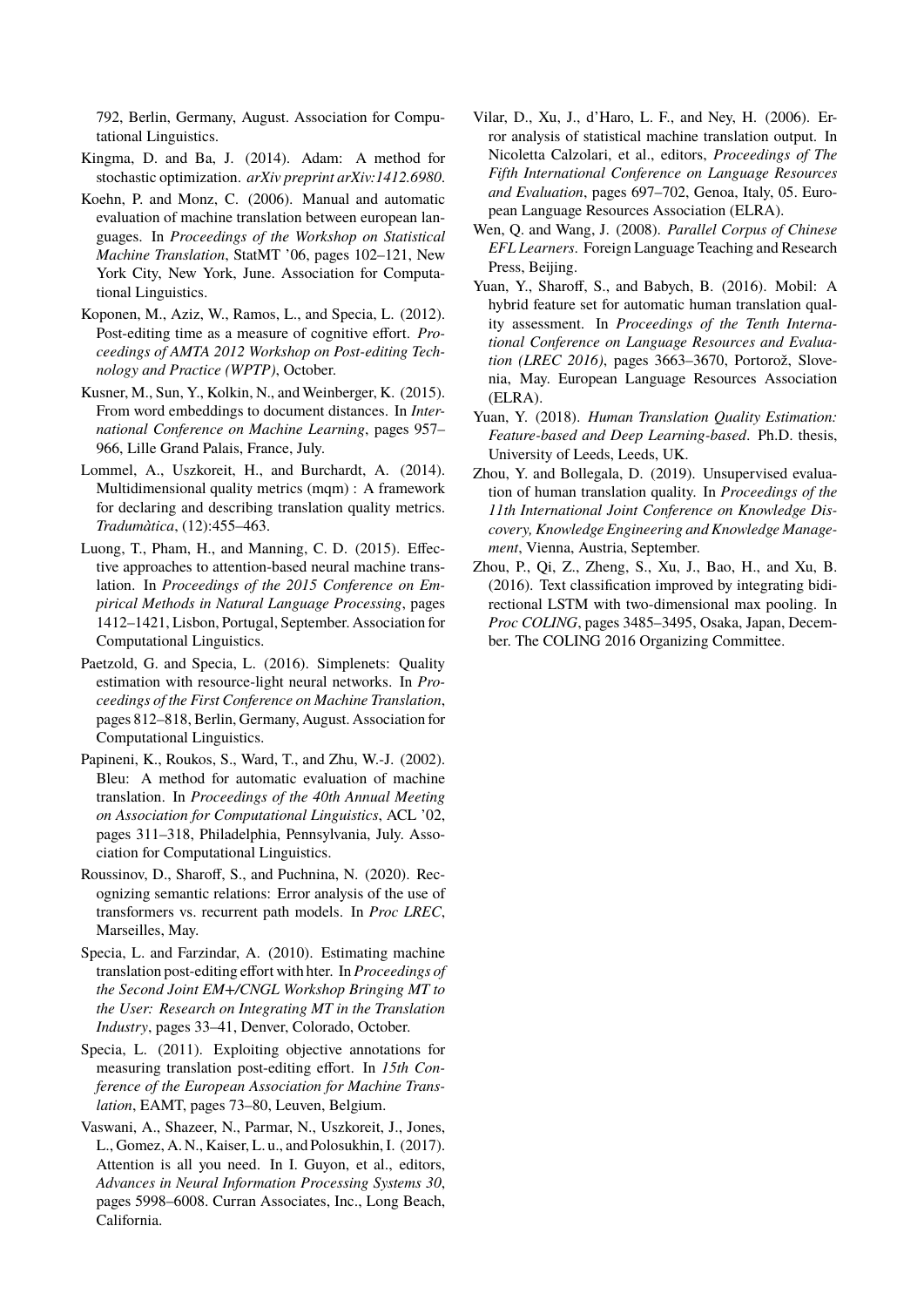792, Berlin, Germany, August. Association for Computational Linguistics.

Kingma, D. and Ba, J. (2014). Adam: A method for stochastic optimization. *arXiv preprint arXiv:1412.6980*.

Koehn, P. and Monz, C. (2006). Manual and automatic evaluation of machine translation between european languages. In *Proceedings of the Workshop on Statistical Machine Translation*, StatMT '06, pages 102–121, New York City, New York, June. Association for Computational Linguistics.

Koponen, M., Aziz, W., Ramos, L., and Specia, L. (2012). Post-editing time as a measure of cognitive effort. *Proceedings of AMTA 2012 Workshop on Post-editing Technology and Practice (WPTP)*, October.

Kusner, M., Sun, Y., Kolkin, N., and Weinberger, K. (2015). From word embeddings to document distances. In *International Conference on Machine Learning*, pages 957–966, Lille Grand Palais, France, July.

Lommel, A., Uszkoreit, H., and Burchardt, A. (2014). Multidimensional quality metrics (mqm) : A framework for declaring and describing translation quality metrics. *Tradumàtica*, (12):455–463.

Luong, T., Pham, H., and Manning, C. D. (2015). Effective approaches to attention-based neural machine translation. In *Proceedings of the 2015 Conference on Empirical Methods in Natural Language Processing*, pages 1412–1421, Lisbon, Portugal, September. Association for Computational Linguistics.

Paetzold, G. and Specia, L. (2016). Simplenets: Quality estimation with resource-light neural networks. In *Proceedings of the First Conference on Machine Translation*, pages 812–818, Berlin, Germany, August. Association for Computational Linguistics.

Papineni, K., Roukos, S., Ward, T., and Zhu, W.-J. (2002). Bleu: A method for automatic evaluation of machine translation. In *Proceedings of the 40th Annual Meeting on Association for Computational Linguistics*, ACL '02, pages 311–318, Philadelphia, Pennsylvania, July. Association for Computational Linguistics.

Roussinov, D., Sharoff, S., and Puchnina, N. (2020). Recognizing semantic relations: Error analysis of the use of transformers vs. recurrent path models. In *Proc LREC*, Marseilles, May.

Specia, L. and Farzindar, A. (2010). Estimating machine translation post-editing effort with hter. In *Proceedings of the Second Joint EM+/CNGL Workshop Bringing MT to the User: Research on Integrating MT in the Translation Industry*, pages 33–41, Denver, Colorado, October.

Specia, L. (2011). Exploiting objective annotations for measuring translation post-editing effort. In *15th Conference of the European Association for Machine Translation*, EAMT, pages 73–80, Leuven, Belgium.

Vaswani, A., Shazeer, N., Parmar, N., Uszkoreit, J., Jones, L., Gomez, A. N., Kaiser, L. u., and Polosukhin, I. (2017). Attention is all you need. In I. Guyon, et al., editors, *Advances in Neural Information Processing Systems 30*, pages 5998–6008. Curran Associates, Inc., Long Beach, California.

Vilar, D., Xu, J., d'Haro, L. F., and Ney, H. (2006). Error analysis of statistical machine translation output. In Nicoletta Calzolari, et al., editors, *Proceedings of The Fifth International Conference on Language Resources and Evaluation*, pages 697–702, Genoa, Italy, 05. European Language Resources Association (ELRA).

Wen, Q. and Wang, J. (2008). *Parallel Corpus of Chinese EFL Learners*. Foreign Language Teaching and Research Press, Beijing.

Yuan, Y., Sharoff, S., and Babych, B. (2016). Mobil: A hybrid feature set for automatic human translation quality assessment. In *Proceedings of the Tenth International Conference on Language Resources and Evaluation (LREC 2016)*, pages 3663–3670, Portorož, Slovenia, May. European Language Resources Association (ELRA).

Yuan, Y. (2018). *Human Translation Quality Estimation: Feature-based and Deep Learning-based*. Ph.D. thesis, University of Leeds, Leeds, UK.

Zhou, Y. and Bollegala, D. (2019). Unsupervised evaluation of human translation quality. In *Proceedings of the 11th International Joint Conference on Knowledge Discovery, Knowledge Engineering and Knowledge Management*, Vienna, Austria, September.

Zhou, P., Qi, Z., Zheng, S., Xu, J., Bao, H., and Xu, B. (2016). Text classification improved by integrating bidirectional LSTM with two-dimensional max pooling. In *Proc COLING*, pages 3485–3495, Osaka, Japan, December. The COLING 2016 Organizing Committee.